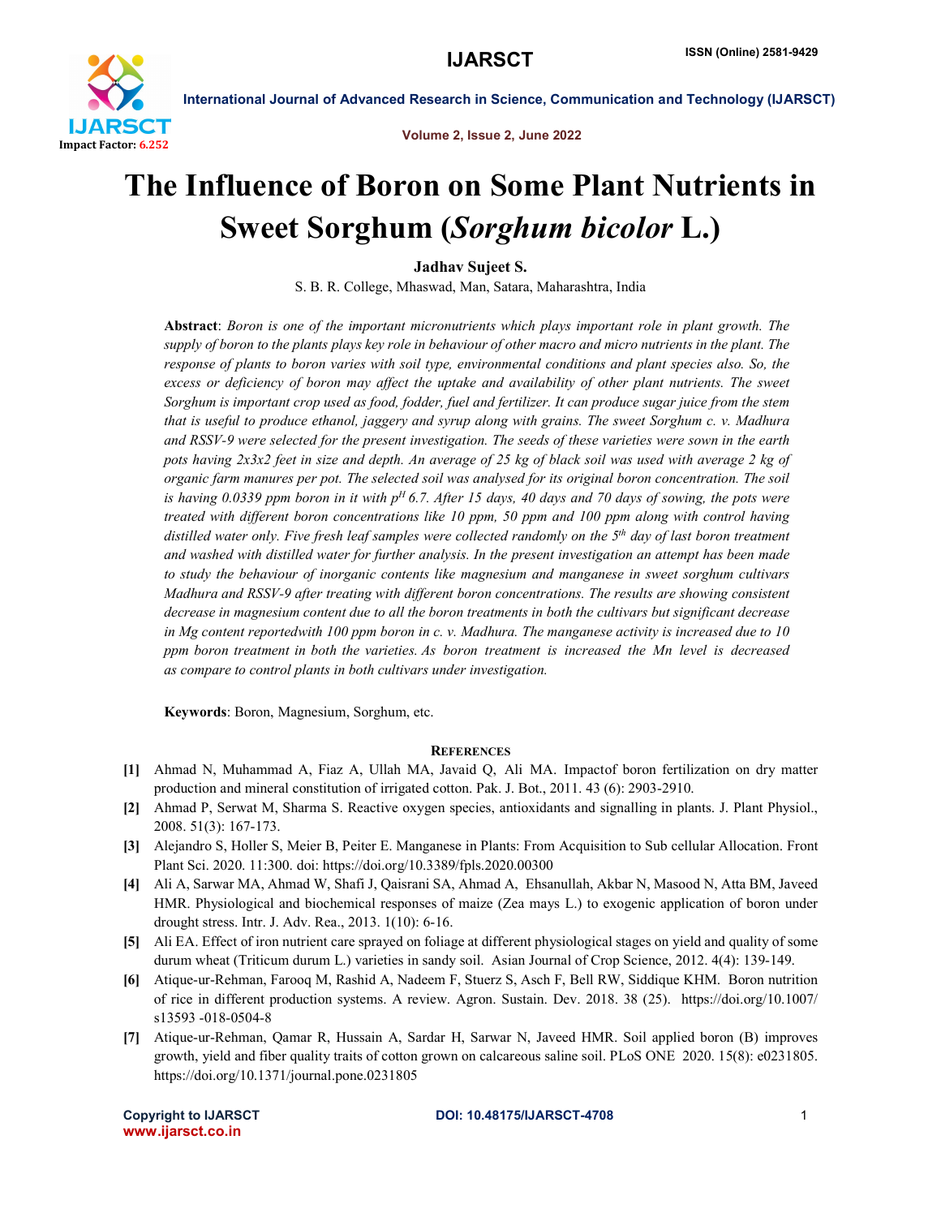# The Influence of Boron on Some Plant Nutrients in Sweet Sorghum (*Sorghum bicolor* L.)

**Jadhav Sujeet S.**

S. B. R. College, Mhaswad, Man, Satara, Maharashtra, India

**Abstract**: *Boron is one of the important micronutrients which plays important role in plant growth. The supply of boron to the plants plays key role in behaviour of other macro and micro nutrients in the plant. The response of plants to boron varies with soil type, environmental conditions and plant species also. So, the excess or deficiency of boron may affect the uptake and availability of other plant nutrients. The sweet Sorghum is important crop used as food, fodder, fuel and fertilizer. It can produce sugar juice from the stem that is useful to produce ethanol, jaggery and syrup along with grains. The sweet Sorghum c. v. Madhura and RSSV-9 were selected for the present investigation. The seeds of these varieties were sown in the earth pots having 2x3x2 feet in size and depth. An average of 25 kg of black soil was used with average 2 kg of organic farm manures per pot. The selected soil was analysed for its original boron concentration. The soil is having 0.0339 ppm boron in it with $p^H$ 6.7. After 15 days, 40 days and 70 days of sowing, the pots were treated with different boron concentrations like 10 ppm, 50 ppm and 100 ppm along with control having distilled water only. Five fresh leaf samples were collected randomly on the $5^{th}$ day of last boron treatment and washed with distilled water for further analysis. In the present investigation an attempt has been made to study the behaviour of inorganic contents like magnesium and manganese in sweet sorghum cultivars Madhura and RSSV-9 after treating with different boron concentrations. The results are showing consistent decrease in magnesium content due to all the boron treatments in both the cultivars but significant decrease in Mg content reportedwith 100 ppm boron in c. v. Madhura. The manganese activity is increased due to 10 ppm boron treatment in both the varieties. As boron treatment is increased the Mn level is decreased as compare to control plants in both cultivars under investigation.*

**Keywords**: Boron, Magnesium, Sorghum, etc.

## References

[1] Ahmad N, Muhammad A, Fiaz A, Ullah MA, Javaid Q, Ali MA. Impactof boron fertilization on dry matter production and mineral constitution of irrigated cotton. Pak. J. Bot., 2011. 43 (6): 2903-2910.

[2] Ahmad P, Serwat M, Sharma S. Reactive oxygen species, antioxidants and signalling in plants. J. Plant Physiol., 2008. 51(3): 167-173.

[3] Alejandro S, Holler S, Meier B, Peiter E. Manganese in Plants: From Acquisition to Sub cellular Allocation. Front Plant Sci. 2020. 11:300. doi: https://doi.org/10.3389/fpls.2020.00300

[4] Ali A, Sarwar MA, Ahmad W, Shafi J, Qaisrani SA, Ahmad A, Ehsanullah, Akbar N, Masood N, Atta BM, Javeed HMR. Physiological and biochemical responses of maize (Zea mays L.) to exogenic application of boron under drought stress. Intr. J. Adv. Rea., 2013. 1(10): 6-16.

[5] Ali EA. Effect of iron nutrient care sprayed on foliage at different physiological stages on yield and quality of some durum wheat (Triticum durum L.) varieties in sandy soil. Asian Journal of Crop Science, 2012. 4(4): 139-149.

[6] Atique-ur-Rehman, Farooq M, Rashid A, Nadeem F, Stuerz S, Asch F, Bell RW, Siddique KHM. Boron nutrition of rice in different production systems. A review. Agron. Sustain. Dev. 2018. 38 (25). https://doi.org/10.1007/s13593 -018-0504-8

[7] Atique-ur-Rehman, Qamar R, Hussain A, Sardar H, Sarwar N, Javeed HMR. Soil applied boron (B) improves growth, yield and fiber quality traits of cotton grown on calcareous saline soil. PLoS ONE 2020. 15(8): e0231805. https://doi.org/10.1371/journal.pone.0231805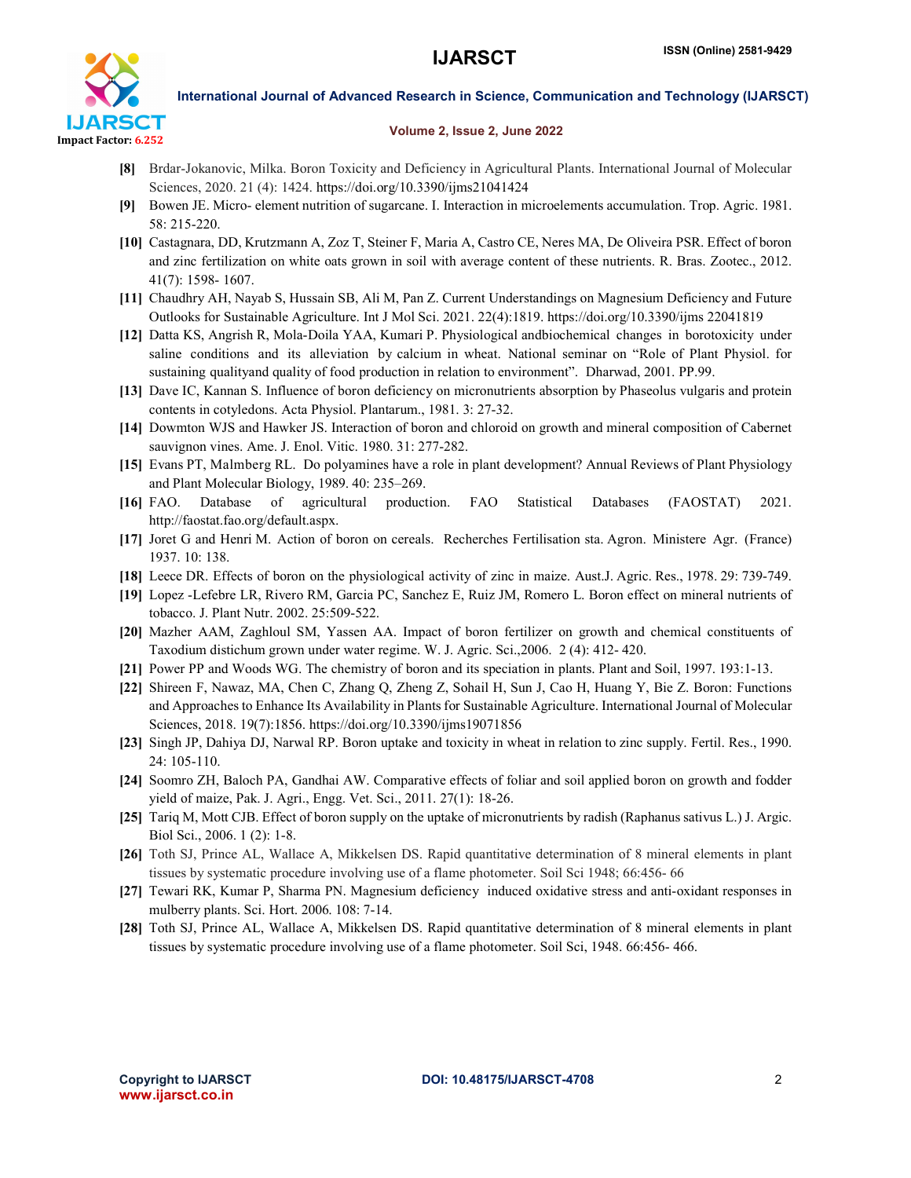[8] Brdar-Jokanovic, Milka. Boron Toxicity and Deficiency in Agricultural Plants. International Journal of Molecular Sciences, 2020. 21 (4): 1424. https://doi.org/10.3390/ijms21041424

[9] Bowen JE. Micro- element nutrition of sugarcane. I. Interaction in microelements accumulation. Trop. Agric. 1981. 58: 215-220.

[10] Castagnara, DD, Krutzmann A, Zoz T, Steiner F, Maria A, Castro CE, Neres MA, De Oliveira PSR. Effect of boron and zinc fertilization on white oats grown in soil with average content of these nutrients. R. Bras. Zootec., 2012. 41(7): 1598- 1607.

[11] Chaudhry AH, Nayab S, Hussain SB, Ali M, Pan Z. Current Understandings on Magnesium Deficiency and Future Outlooks for Sustainable Agriculture. Int J Mol Sci. 2021. 22(4):1819. https://doi.org/10.3390/ijms 22041819

[12] Datta KS, Angrish R, Mola-Doila YAA, Kumari P. Physiological andbiochemical changes in borotoxicity under saline conditions and its alleviation by calcium in wheat. National seminar on "Role of Plant Physiol. for sustaining qualityand quality of food production in relation to environment". Dharwad, 2001. PP.99.

[13] Dave IC, Kannan S. Influence of boron deficiency on micronutrients absorption by Phaseolus vulgaris and protein contents in cotyledons. Acta Physiol. Plantarum., 1981. 3: 27-32.

[14] Dowmton WJS and Hawker JS. Interaction of boron and chloroid on growth and mineral composition of Cabernet sauvignon vines. Ame. J. Enol. Vitic. 1980. 31: 277-282.

[15] Evans PT, Malmberg RL. Do polyamines have a role in plant development? Annual Reviews of Plant Physiology and Plant Molecular Biology, 1989. 40: 235–269.

[16] FAO. Database of agricultural production. FAO Statistical Databases (FAOSTAT) 2021. http://faostat.fao.org/default.aspx.

[17] Joret G and Henri M. Action of boron on cereals. Recherches Fertilisation sta. Agron. Ministere Agr. (France) 1937. 10: 138.

[18] Leece DR. Effects of boron on the physiological activity of zinc in maize. Aust.J. Agric. Res., 1978. 29: 739-749.

[19] Lopez -Lefebre LR, Rivero RM, Garcia PC, Sanchez E, Ruiz JM, Romero L. Boron effect on mineral nutrients of tobacco. J. Plant Nutr. 2002. 25:509-522.

[20] Mazher AAM, Zaghloul SM, Yassen AA. Impact of boron fertilizer on growth and chemical constituents of Taxodium distichum grown under water regime. W. J. Agric. Sci.,2006. 2 (4): 412- 420.

[21] Power PP and Woods WG. The chemistry of boron and its speciation in plants. Plant and Soil, 1997. 193:1-13.

[22] Shireen F, Nawaz, MA, Chen C, Zhang Q, Zheng Z, Sohail H, Sun J, Cao H, Huang Y, Bie Z. Boron: Functions and Approaches to Enhance Its Availability in Plants for Sustainable Agriculture. International Journal of Molecular Sciences, 2018. 19(7):1856. https://doi.org/10.3390/ijms19071856

[23] Singh JP, Dahiya DJ, Narwal RP. Boron uptake and toxicity in wheat in relation to zinc supply. Fertil. Res., 1990. 24: 105-110.

[24] Soomro ZH, Baloch PA, Gandhai AW. Comparative effects of foliar and soil applied boron on growth and fodder yield of maize, Pak. J. Agri., Engg. Vet. Sci., 2011. 27(1): 18-26.

[25] Tariq M, Mott CJB. Effect of boron supply on the uptake of micronutrients by radish (Raphanus sativus L.) J. Argic. Biol Sci., 2006. 1 (2): 1-8.

[26] Toth SJ, Prince AL, Wallace A, Mikkelsen DS. Rapid quantitative determination of 8 mineral elements in plant tissues by systematic procedure involving use of a flame photometer. Soil Sci 1948; 66:456- 66

[27] Tewari RK, Kumar P, Sharma PN. Magnesium deficiency induced oxidative stress and anti-oxidant responses in mulberry plants. Sci. Hort. 2006. 108: 7-14.

[28] Toth SJ, Prince AL, Wallace A, Mikkelsen DS. Rapid quantitative determination of 8 mineral elements in plant tissues by systematic procedure involving use of a flame photometer. Soil Sci, 1948. 66:456- 466.